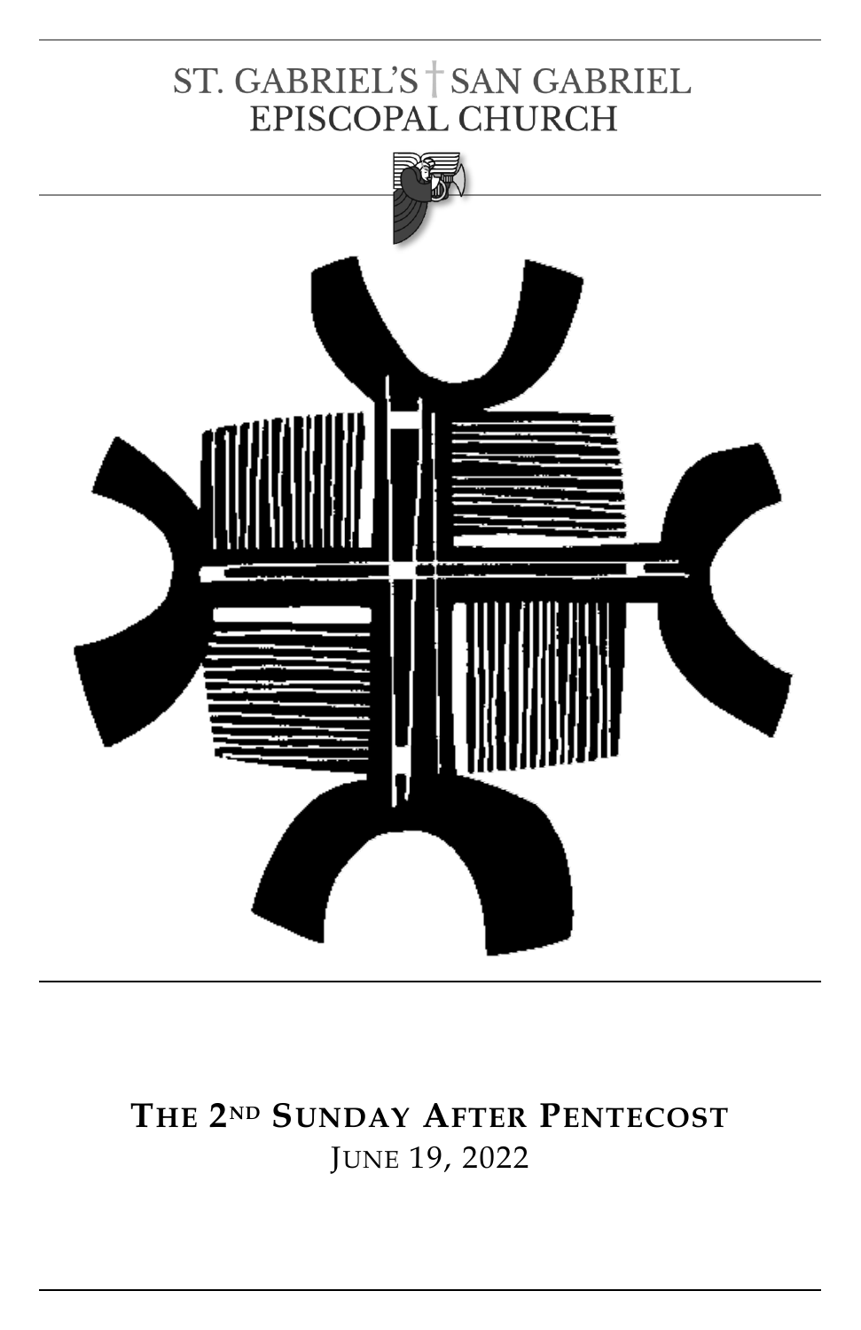# ST. GABRIEL'S † SAN GABRIEL EPISCOPAL CHURCH

## THE 2ND SUNDAY AFTER PENTECOST

JUNE 19, 2022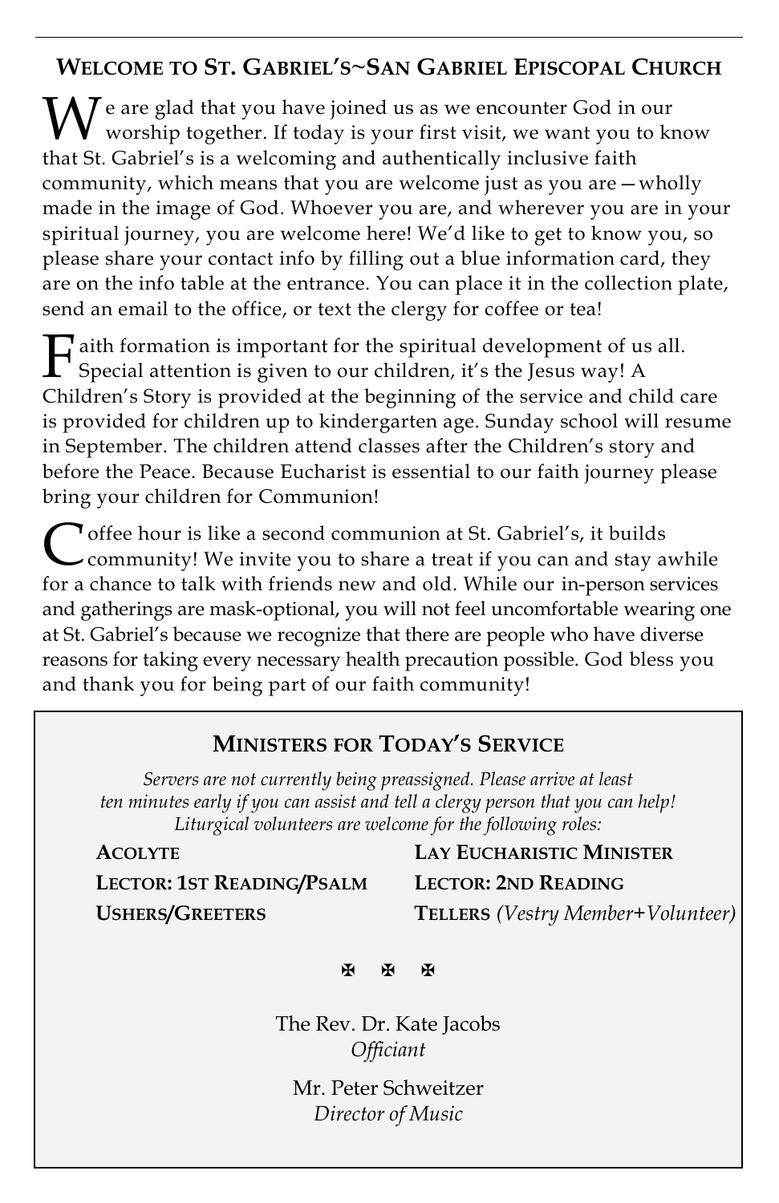## Welcome to St. Gabriel's~San Gabriel Episcopal Church

We are glad that you have joined us as we encounter God in our worship together. If today is your first visit, we want you to know that St. Gabriel's is a welcoming and authentically inclusive faith community, which means that you are welcome just as you are—wholly made in the image of God. Whoever you are, and wherever you are in your spiritual journey, you are welcome here! We'd like to get to know you, so please share your contact info by filling out a blue information card, they are on the info table at the entrance. You can place it in the collection plate, send an email to the office, or text the clergy for coffee or tea!

Faith formation is important for the spiritual development of us all. Special attention is given to our children, it's the Jesus way! A Children's Story is provided at the beginning of the service and child care is provided for children up to kindergarten age. Sunday school will resume in September. The children attend classes after the Children's story and before the Peace. Because Eucharist is essential to our faith journey please bring your children for Communion!

Coffee hour is like a second communion at St. Gabriel's, it builds community! We invite you to share a treat if you can and stay awhile for a chance to talk with friends new and old. While our in-person services and gatherings are mask-optional, you will not feel uncomfortable wearing one at St. Gabriel's because we recognize that there are people who have diverse reasons for taking every necessary health precaution possible. God bless you and thank you for being part of our faith community!

## Ministers for Today's Service

*Servers are not currently being preassigned. Please arrive at least ten minutes early if you can assist and tell a clergy person that you can help! Liturgical volunteers are welcome for the following roles:*

**Acolyte**

**Lay Eucharistic Minister**

**Lector: 1st Reading/Psalm**

**Lector: 2nd Reading**

**Ushers/Greeters**

**Tellers** *(Vestry Member+Volunteer)*

✠ ✠ ✠

The Rev. Dr. Kate Jacobs
*Officiant*

Mr. Peter Schweitzer
*Director of Music*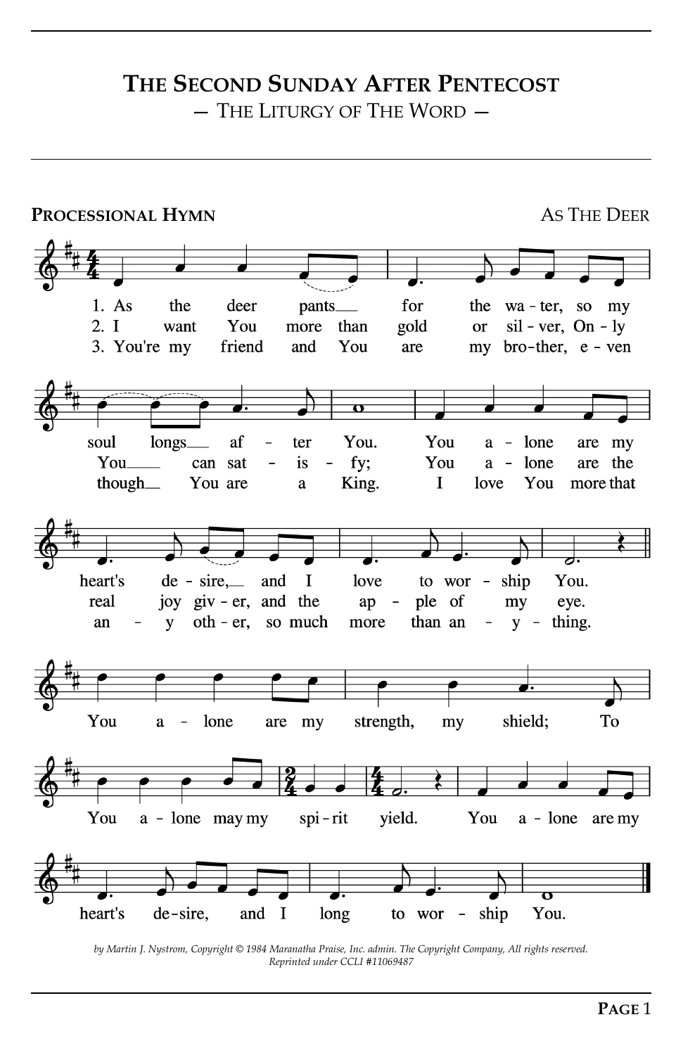# The Second Sunday After Pentecost

## — The Liturgy of The Word —

**Processional Hymn** — As The Deer

1. As the deer pants for the water, so my soul longs after You. You alone are my heart's desire, and I love to worship You.

2. I want You more than gold or silver, Only You can satisfy; You alone are the real joy giver, and the apple of my eye.

3. You're my friend and You are my brother, even though You are a King. I love You more that any other, so much more than anything.

You alone are my strength, my shield; To You alone may my spirit yield. You alone are my heart's desire, and I long to worship You.

*by Martin J. Nystrom, Copyright © 1984 Maranatha Praise, Inc. admin. The Copyright Company, All rights reserved. Reprinted under CCLI #11069487*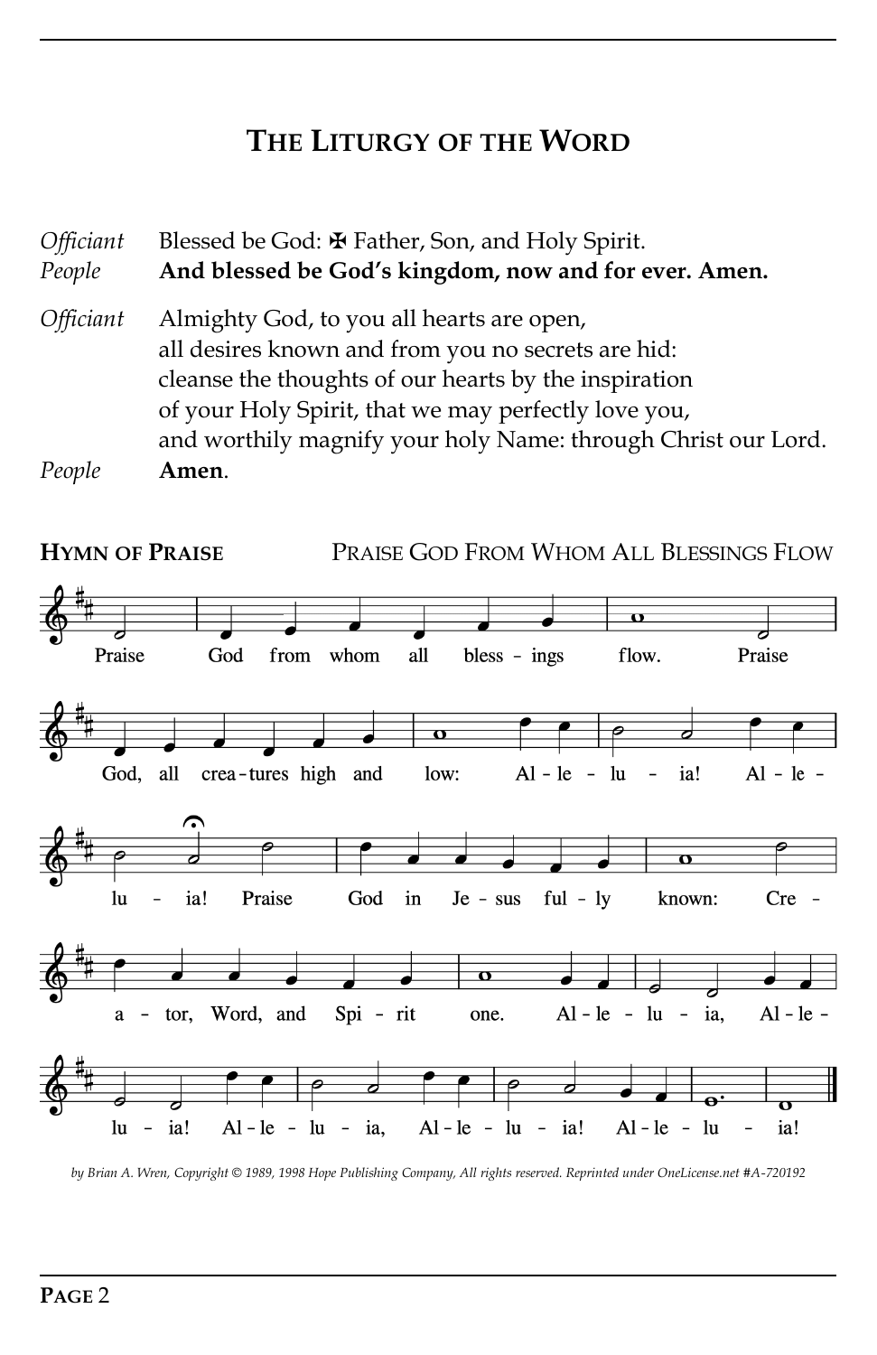## The Liturgy of the Word

*Officiant* Blessed be God: ✠ Father, Son, and Holy Spirit.
*People* **And blessed be God's kingdom, now and for ever. Amen.**

*Officiant* Almighty God, to you all hearts are open,
all desires known and from you no secrets are hid:
cleanse the thoughts of our hearts by the inspiration
of your Holy Spirit, that we may perfectly love you,
and worthily magnify your holy Name: through Christ our Lord.
*People* **Amen**.

**Hymn of Praise** Praise God From Whom All Blessings Flow

Praise God from whom all bless-ings flow. Praise God, all crea-tures high and low: Al-le-lu-ia! Al-le-lu-ia! Praise God in Je-sus ful-ly known: Cre-a-tor, Word, and Spi-rit one. Al-le-lu-ia, Al-le-lu-ia! Al-le-lu-ia, Al-le-lu-ia! Al-le-lu-ia!

*by Brian A. Wren, Copyright © 1989, 1998 Hope Publishing Company, All rights reserved. Reprinted under OneLicense.net #A-720192*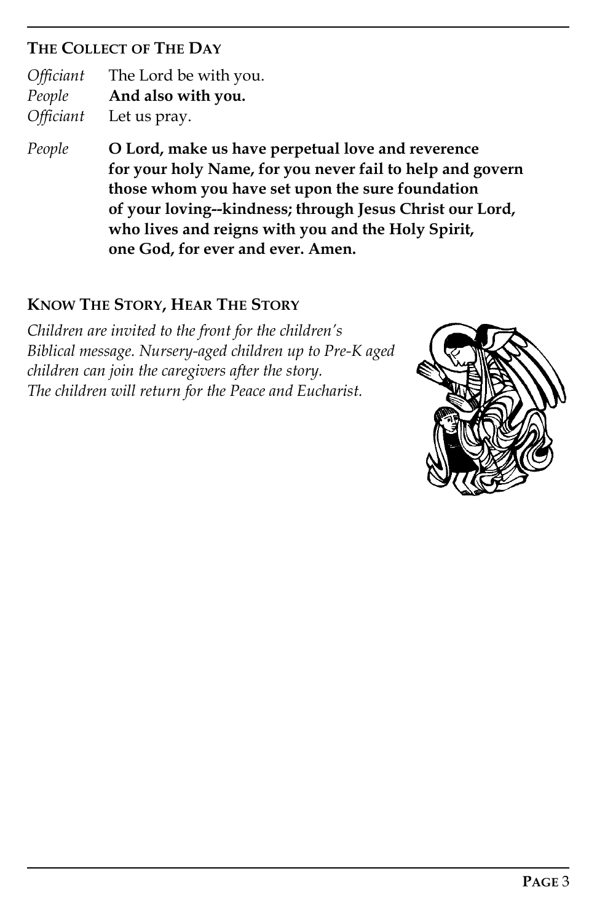### The Collect of the Day

*Officiant* The Lord be with you.
*People* **And also with you.**
*Officiant* Let us pray.

*People* **O Lord, make us have perpetual love and reverence for your holy Name, for you never fail to help and govern those whom you have set upon the sure foundation of your loving--kindness; through Jesus Christ our Lord, who lives and reigns with you and the Holy Spirit, one God, for ever and ever. Amen.**

### Know the Story, Hear the Story

*Children are invited to the front for the children's Biblical message. Nursery-aged children up to Pre-K aged children can join the caregivers after the story. The children will return for the Peace and Eucharist.*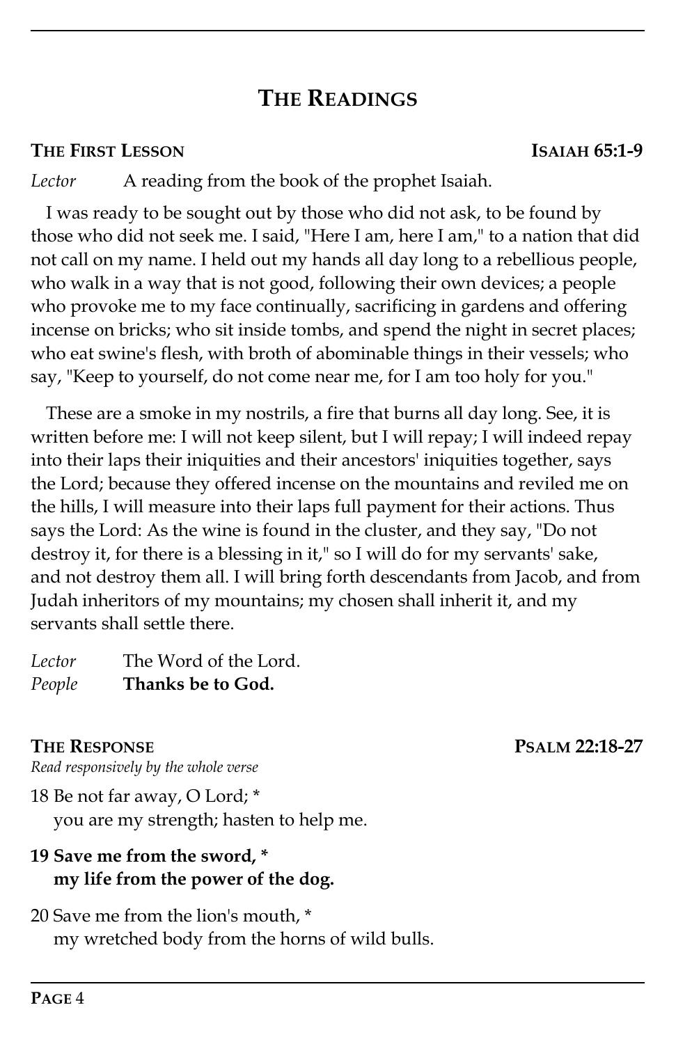## THE READINGS

**THE FIRST LESSON** **ISAIAH 65:1-9**

*Lector* A reading from the book of the prophet Isaiah.

I was ready to be sought out by those who did not ask, to be found by those who did not seek me. I said, "Here I am, here I am," to a nation that did not call on my name. I held out my hands all day long to a rebellious people, who walk in a way that is not good, following their own devices; a people who provoke me to my face continually, sacrificing in gardens and offering incense on bricks; who sit inside tombs, and spend the night in secret places; who eat swine's flesh, with broth of abominable things in their vessels; who say, "Keep to yourself, do not come near me, for I am too holy for you."

These are a smoke in my nostrils, a fire that burns all day long. See, it is written before me: I will not keep silent, but I will repay; I will indeed repay into their laps their iniquities and their ancestors' iniquities together, says the Lord; because they offered incense on the mountains and reviled me on the hills, I will measure into their laps full payment for their actions. Thus says the Lord: As the wine is found in the cluster, and they say, "Do not destroy it, for there is a blessing in it," so I will do for my servants' sake, and not destroy them all. I will bring forth descendants from Jacob, and from Judah inheritors of my mountains; my chosen shall inherit it, and my servants shall settle there.

*Lector* The Word of the Lord.
*People* **Thanks be to God.**

**THE RESPONSE** **PSALM 22:18-27**

*Read responsively by the whole verse*

18 Be not far away, O Lord; *
you are my strength; hasten to help me.

**19 Save me from the sword, ***
**my life from the power of the dog.**

20 Save me from the lion's mouth, *
my wretched body from the horns of wild bulls.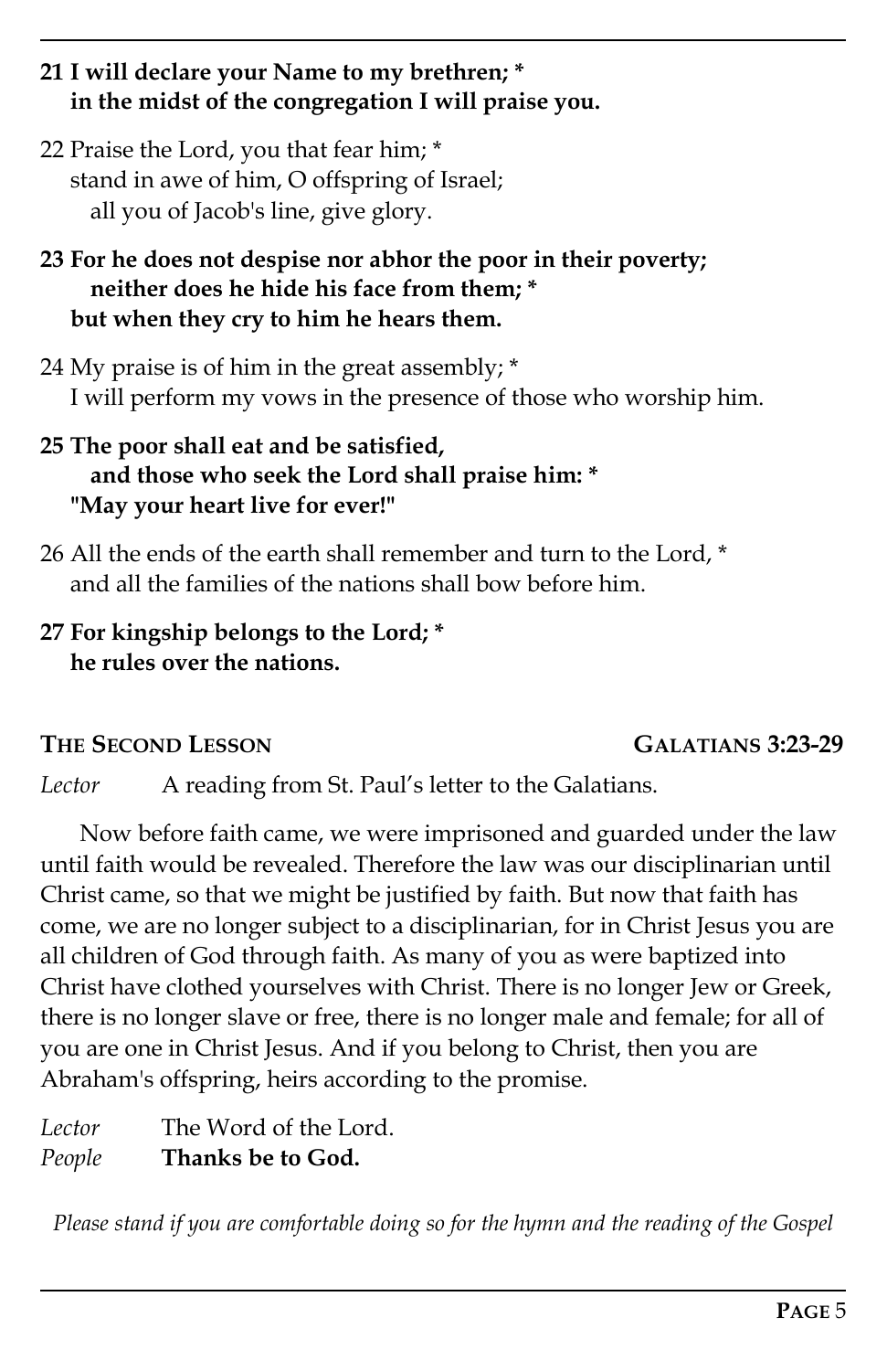**21 I will declare your Name to my brethren; \***
**in the midst of the congregation I will praise you.**

22 Praise the Lord, you that fear him; *
stand in awe of him, O offspring of Israel;
all you of Jacob's line, give glory.

**23 For he does not despise nor abhor the poor in their poverty;**
**neither does he hide his face from them; \***
**but when they cry to him he hears them.**

24 My praise is of him in the great assembly; *
I will perform my vows in the presence of those who worship him.

**25 The poor shall eat and be satisfied,**
**and those who seek the Lord shall praise him: \***
**"May your heart live for ever!"**

26 All the ends of the earth shall remember and turn to the Lord, *
and all the families of the nations shall bow before him.

**27 For kingship belongs to the Lord; \***
**he rules over the nations.**

## THE SECOND LESSON — GALATIANS 3:23-29

*Lector* A reading from St. Paul's letter to the Galatians.

Now before faith came, we were imprisoned and guarded under the law until faith would be revealed. Therefore the law was our disciplinarian until Christ came, so that we might be justified by faith. But now that faith has come, we are no longer subject to a disciplinarian, for in Christ Jesus you are all children of God through faith. As many of you as were baptized into Christ have clothed yourselves with Christ. There is no longer Jew or Greek, there is no longer slave or free, there is no longer male and female; for all of you are one in Christ Jesus. And if you belong to Christ, then you are Abraham's offspring, heirs according to the promise.

*Lector* The Word of the Lord.
*People* **Thanks be to God.**

*Please stand if you are comfortable doing so for the hymn and the reading of the Gospel*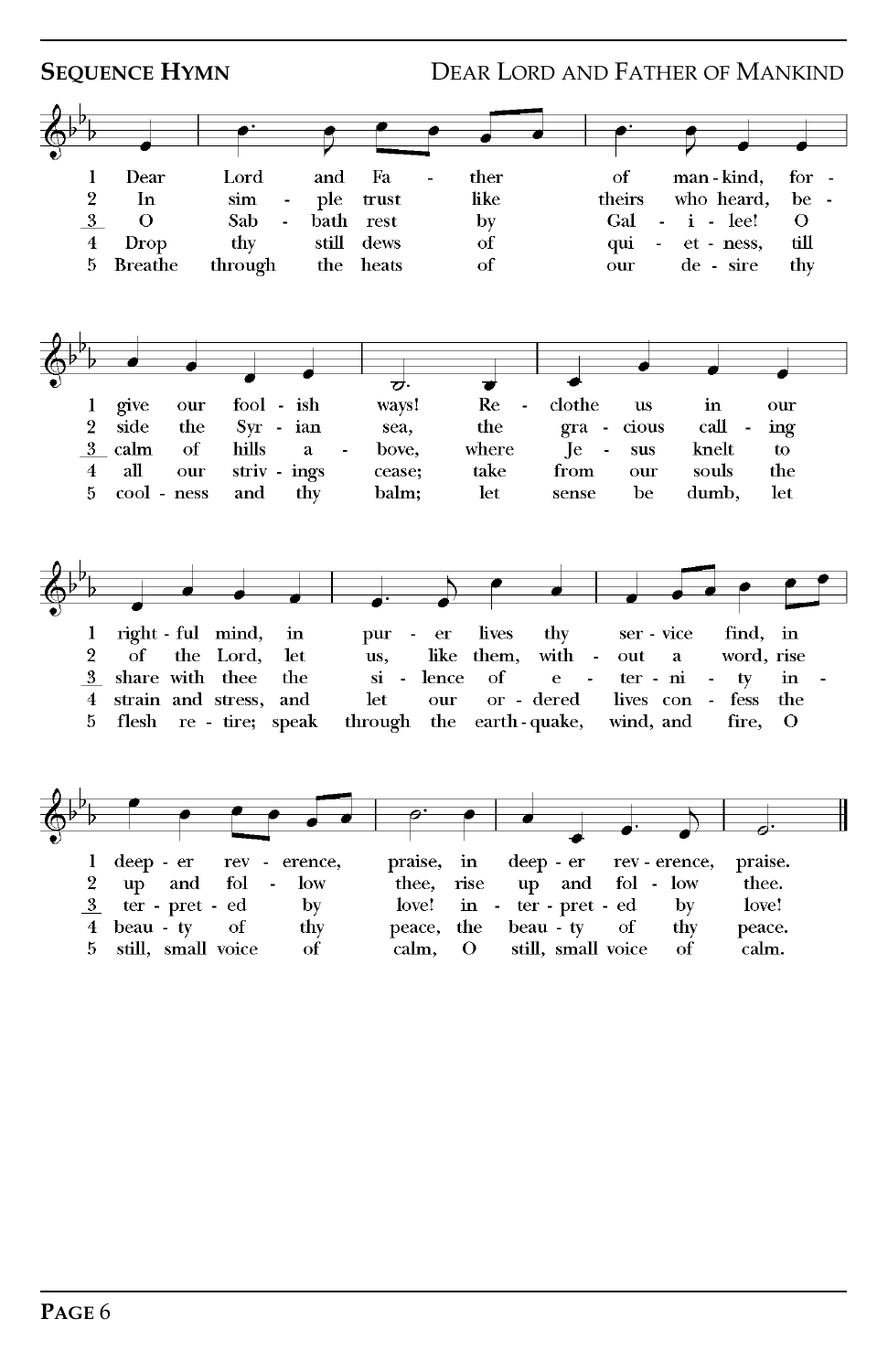**SEQUENCE HYMN** — DEAR LORD AND FATHER OF MANKIND

1 Dear Lord and Father of mankind, forgive our foolish ways! Reclothe us in our rightful mind, in purer lives thy service find, in deeper reverence, praise, in deeper reverence, praise.

2 In simple trust like theirs who heard, beside the Syrian sea, the gracious calling of the Lord, let us, like them, without a word, rise up and follow thee, rise up and follow thee.

3 O Sabbath rest by Galilee! O calm of hills above, where Jesus knelt to share with thee the silence of eternity interpreted by love! interpreted by love!

4 Drop thy still dews of quietness, till all our strivings cease; take from our souls the strain and stress, and let our ordered lives confess the beauty of thy peace, the beauty of thy peace.

5 Breathe through the heats of our desire thy coolness and thy balm; let sense be dumb, let flesh retire; speak through the earthquake, wind, and fire, O still, small voice of calm, O still, small voice of calm.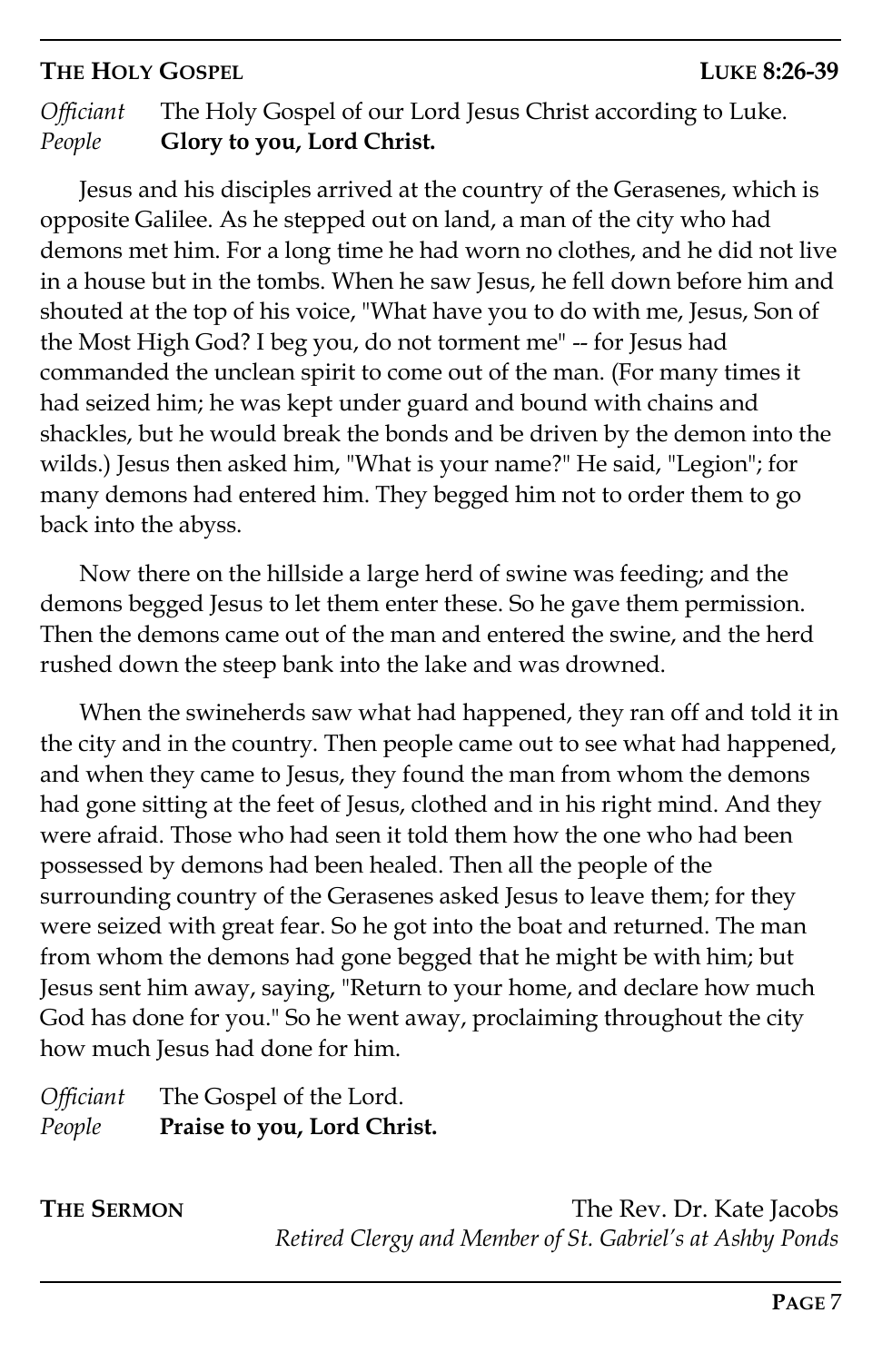## The Holy Gospel — Luke 8:26-39

*Officiant* The Holy Gospel of our Lord Jesus Christ according to Luke.
*People* **Glory to you, Lord Christ.**

Jesus and his disciples arrived at the country of the Gerasenes, which is opposite Galilee. As he stepped out on land, a man of the city who had demons met him. For a long time he had worn no clothes, and he did not live in a house but in the tombs. When he saw Jesus, he fell down before him and shouted at the top of his voice, "What have you to do with me, Jesus, Son of the Most High God? I beg you, do not torment me" -- for Jesus had commanded the unclean spirit to come out of the man. (For many times it had seized him; he was kept under guard and bound with chains and shackles, but he would break the bonds and be driven by the demon into the wilds.) Jesus then asked him, "What is your name?" He said, "Legion"; for many demons had entered him. They begged him not to order them to go back into the abyss.

Now there on the hillside a large herd of swine was feeding; and the demons begged Jesus to let them enter these. So he gave them permission. Then the demons came out of the man and entered the swine, and the herd rushed down the steep bank into the lake and was drowned.

When the swineherds saw what had happened, they ran off and told it in the city and in the country. Then people came out to see what had happened, and when they came to Jesus, they found the man from whom the demons had gone sitting at the feet of Jesus, clothed and in his right mind. And they were afraid. Those who had seen it told them how the one who had been possessed by demons had been healed. Then all the people of the surrounding country of the Gerasenes asked Jesus to leave them; for they were seized with great fear. So he got into the boat and returned. The man from whom the demons had gone begged that he might be with him; but Jesus sent him away, saying, "Return to your home, and declare how much God has done for you." So he went away, proclaiming throughout the city how much Jesus had done for him.

*Officiant* The Gospel of the Lord.
*People* **Praise to you, Lord Christ.**

## The Sermon

The Rev. Dr. Kate Jacobs
*Retired Clergy and Member of St. Gabriel's at Ashby Ponds*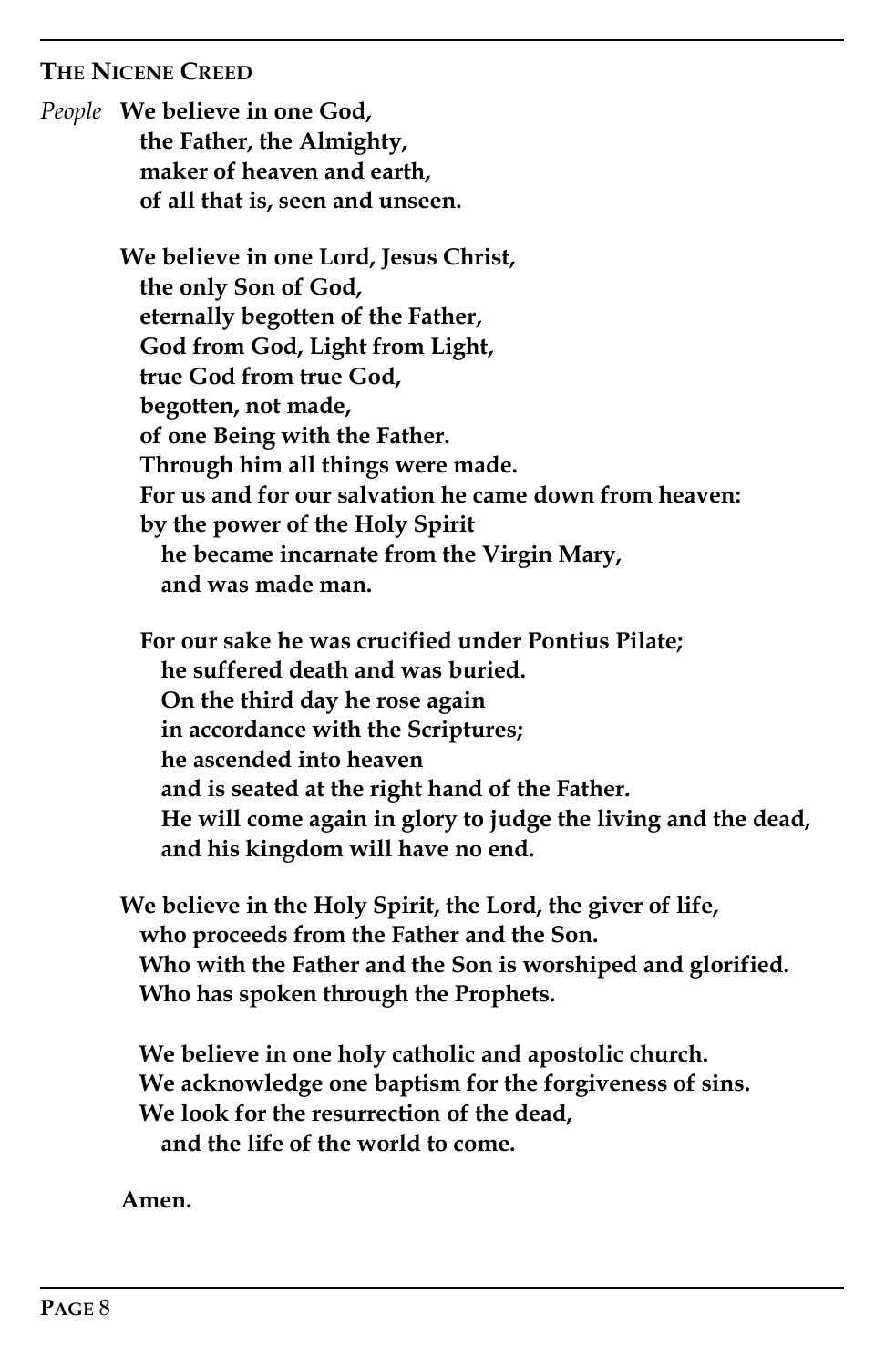## THE NICENE CREED

*People* **We believe in one God,**
**the Father, the Almighty,**
**maker of heaven and earth,**
**of all that is, seen and unseen.**

**We believe in one Lord, Jesus Christ,**
**the only Son of God,**
**eternally begotten of the Father,**
**God from God, Light from Light,**
**true God from true God,**
**begotten, not made,**
**of one Being with the Father.**
**Through him all things were made.**
**For us and for our salvation he came down from heaven:**
**by the power of the Holy Spirit**
**he became incarnate from the Virgin Mary,**
**and was made man.**

**For our sake he was crucified under Pontius Pilate;**
**he suffered death and was buried.**
**On the third day he rose again**
**in accordance with the Scriptures;**
**he ascended into heaven**
**and is seated at the right hand of the Father.**
**He will come again in glory to judge the living and the dead,**
**and his kingdom will have no end.**

**We believe in the Holy Spirit, the Lord, the giver of life,**
**who proceeds from the Father and the Son.**
**Who with the Father and the Son is worshiped and glorified.**
**Who has spoken through the Prophets.**

**We believe in one holy catholic and apostolic church.**
**We acknowledge one baptism for the forgiveness of sins.**
**We look for the resurrection of the dead,**
**and the life of the world to come.**

**Amen.**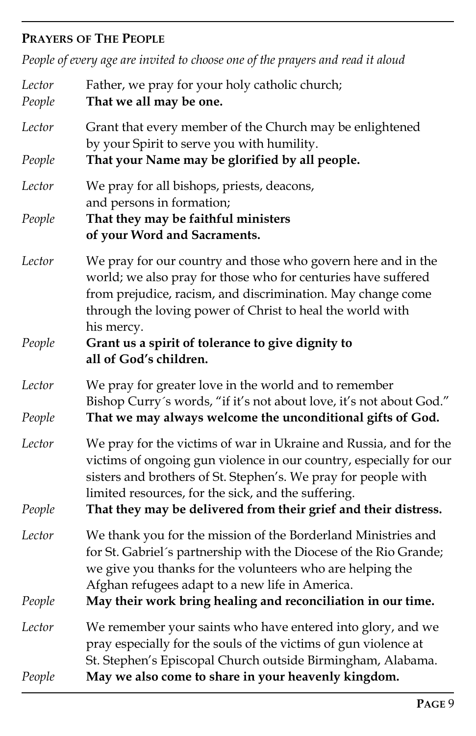## PRAYERS OF THE PEOPLE

*People of every age are invited to choose one of the prayers and read it aloud*

*Lector* Father, we pray for your holy catholic church;
*People* **That we all may be one.**

*Lector* Grant that every member of the Church may be enlightened by your Spirit to serve you with humility.
*People* **That your Name may be glorified by all people.**

*Lector* We pray for all bishops, priests, deacons, and persons in formation;
*People* **That they may be faithful ministers of your Word and Sacraments.**

*Lector* We pray for our country and those who govern here and in the world; we also pray for those who for centuries have suffered from prejudice, racism, and discrimination. May change come through the loving power of Christ to heal the world with his mercy.
*People* **Grant us a spirit of tolerance to give dignity to all of God's children.**

*Lector* We pray for greater love in the world and to remember Bishop Curry´s words, "if it's not about love, it's not about God."
*People* **That we may always welcome the unconditional gifts of God.**

*Lector* We pray for the victims of war in Ukraine and Russia, and for the victims of ongoing gun violence in our country, especially for our sisters and brothers of St. Stephen's. We pray for people with limited resources, for the sick, and the suffering.
*People* **That they may be delivered from their grief and their distress.**

*Lector* We thank you for the mission of the Borderland Ministries and for St. Gabriel´s partnership with the Diocese of the Rio Grande; we give you thanks for the volunteers who are helping the Afghan refugees adapt to a new life in America.
*People* **May their work bring healing and reconciliation in our time.**

*Lector* We remember your saints who have entered into glory, and we pray especially for the souls of the victims of gun violence at St. Stephen's Episcopal Church outside Birmingham, Alabama.
*People* **May we also come to share in your heavenly kingdom.**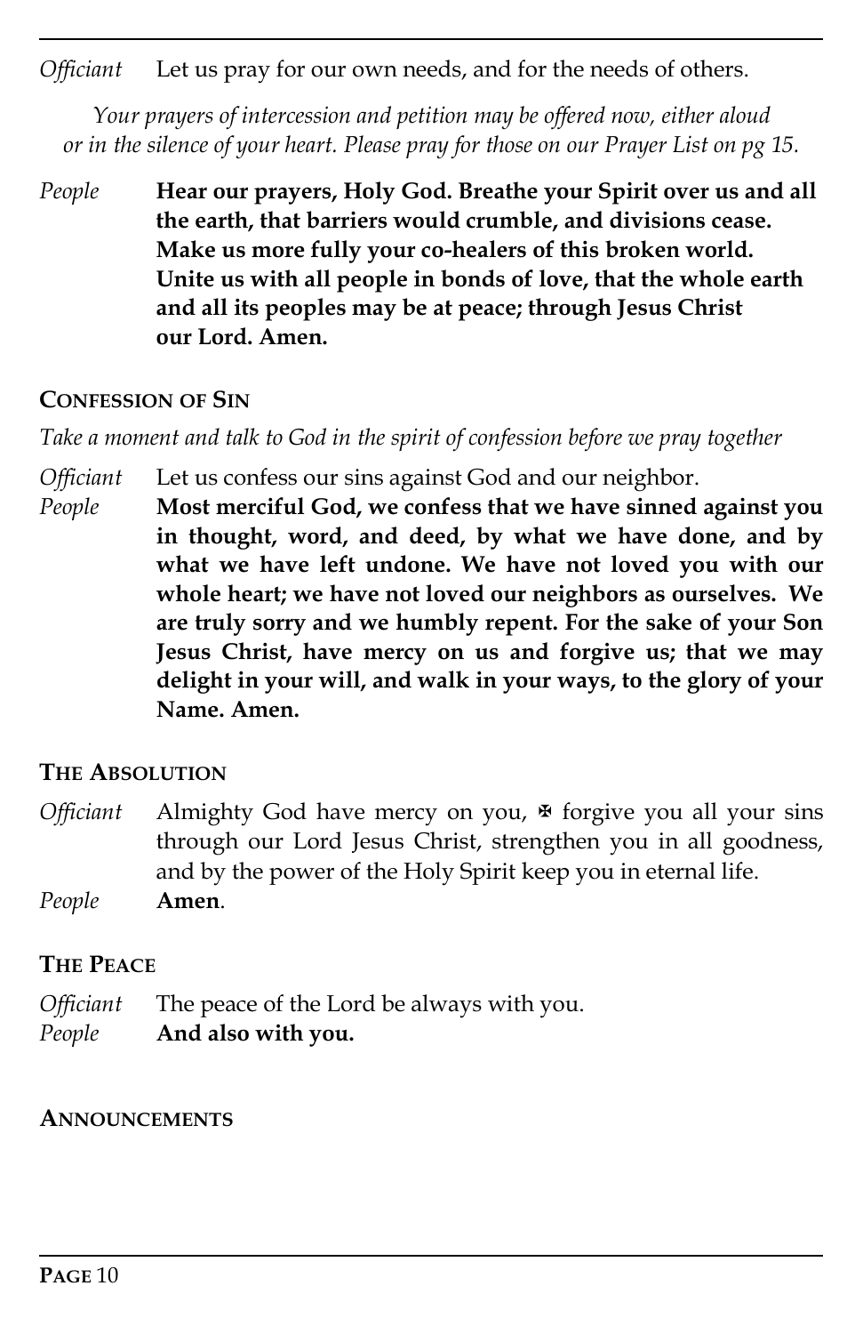*Officiant* Let us pray for our own needs, and for the needs of others.

*Your prayers of intercession and petition may be offered now, either aloud or in the silence of your heart. Please pray for those on our Prayer List on pg 15.*

*People* **Hear our prayers, Holy God. Breathe your Spirit over us and all the earth, that barriers would crumble, and divisions cease. Make us more fully your co-healers of this broken world. Unite us with all people in bonds of love, that the whole earth and all its peoples may be at peace; through Jesus Christ our Lord. Amen.**

## CONFESSION OF SIN

*Take a moment and talk to God in the spirit of confession before we pray together*

*Officiant* Let us confess our sins against God and our neighbor.

*People* **Most merciful God, we confess that we have sinned against you in thought, word, and deed, by what we have done, and by what we have left undone. We have not loved you with our whole heart; we have not loved our neighbors as ourselves. We are truly sorry and we humbly repent. For the sake of your Son Jesus Christ, have mercy on us and forgive us; that we may delight in your will, and walk in your ways, to the glory of your Name. Amen.**

## THE ABSOLUTION

*Officiant* Almighty God have mercy on you, ✠ forgive you all your sins through our Lord Jesus Christ, strengthen you in all goodness, and by the power of the Holy Spirit keep you in eternal life.

*People* **Amen**.

## THE PEACE

*Officiant* The peace of the Lord be always with you.

*People* **And also with you.**

## ANNOUNCEMENTS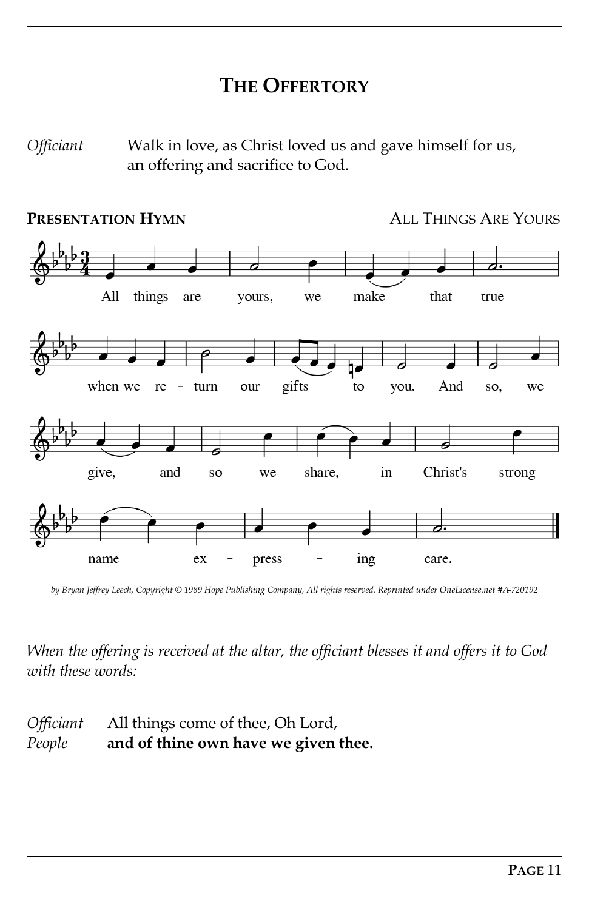## The Offertory

*Officiant* Walk in love, as Christ loved us and gave himself for us, an offering and sacrifice to God.

**Presentation Hymn** All Things Are Yours

All things are yours, we make that true
when we re - turn our gifts to you. And so, we
give, and so we share, in Christ's strong
name ex - press - ing care.

*by Bryan Jeffrey Leech, Copyright © 1989 Hope Publishing Company, All rights reserved. Reprinted under OneLicense.net #A-720192*

*When the offering is received at the altar, the officiant blesses it and offers it to God with these words:*

*Officiant* All things come of thee, Oh Lord,
*People* **and of thine own have we given thee.**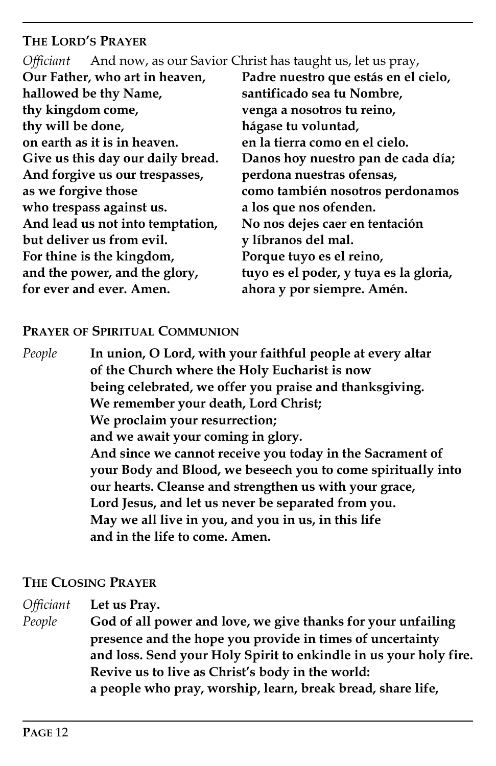## THE LORD'S PRAYER

*Officiant* And now, as our Savior Christ has taught us, let us pray,

| | |
|---|---|
| **Our Father, who art in heaven,** | **Padre nuestro que estás en el cielo,** |
| **hallowed be thy Name,** | **santificado sea tu Nombre,** |
| **thy kingdom come,** | **venga a nosotros tu reino,** |
| **thy will be done,** | **hágase tu voluntad,** |
| **on earth as it is in heaven.** | **en la tierra como en el cielo.** |
| **Give us this day our daily bread.** | **Danos hoy nuestro pan de cada día;** |
| **And forgive us our trespasses,** | **perdona nuestras ofensas,** |
| **as we forgive those** | **como también nosotros perdonamos** |
| **who trespass against us.** | **a los que nos ofenden.** |
| **And lead us not into temptation,** | **No nos dejes caer en tentación** |
| **but deliver us from evil.** | **y líbranos del mal.** |
| **For thine is the kingdom,** | **Porque tuyo es el reino,** |
| **and the power, and the glory,** | **tuyo es el poder, y tuya es la gloria,** |
| **for ever and ever. Amen.** | **ahora y por siempre. Amén.** |

## PRAYER OF SPIRITUAL COMMUNION

*People* **In union, O Lord, with your faithful people at every altar of the Church where the Holy Eucharist is now being celebrated, we offer you praise and thanksgiving. We remember your death, Lord Christ; We proclaim your resurrection; and we await your coming in glory. And since we cannot receive you today in the Sacrament of your Body and Blood, we beseech you to come spiritually into our hearts. Cleanse and strengthen us with your grace, Lord Jesus, and let us never be separated from you. May we all live in you, and you in us, in this life and in the life to come. Amen.**

## THE CLOSING PRAYER

*Officiant* **Let us Pray.**

*People* **God of all power and love, we give thanks for your unfailing presence and the hope you provide in times of uncertainty and loss. Send your Holy Spirit to enkindle in us your holy fire. Revive us to live as Christ's body in the world: a people who pray, worship, learn, break bread, share life,**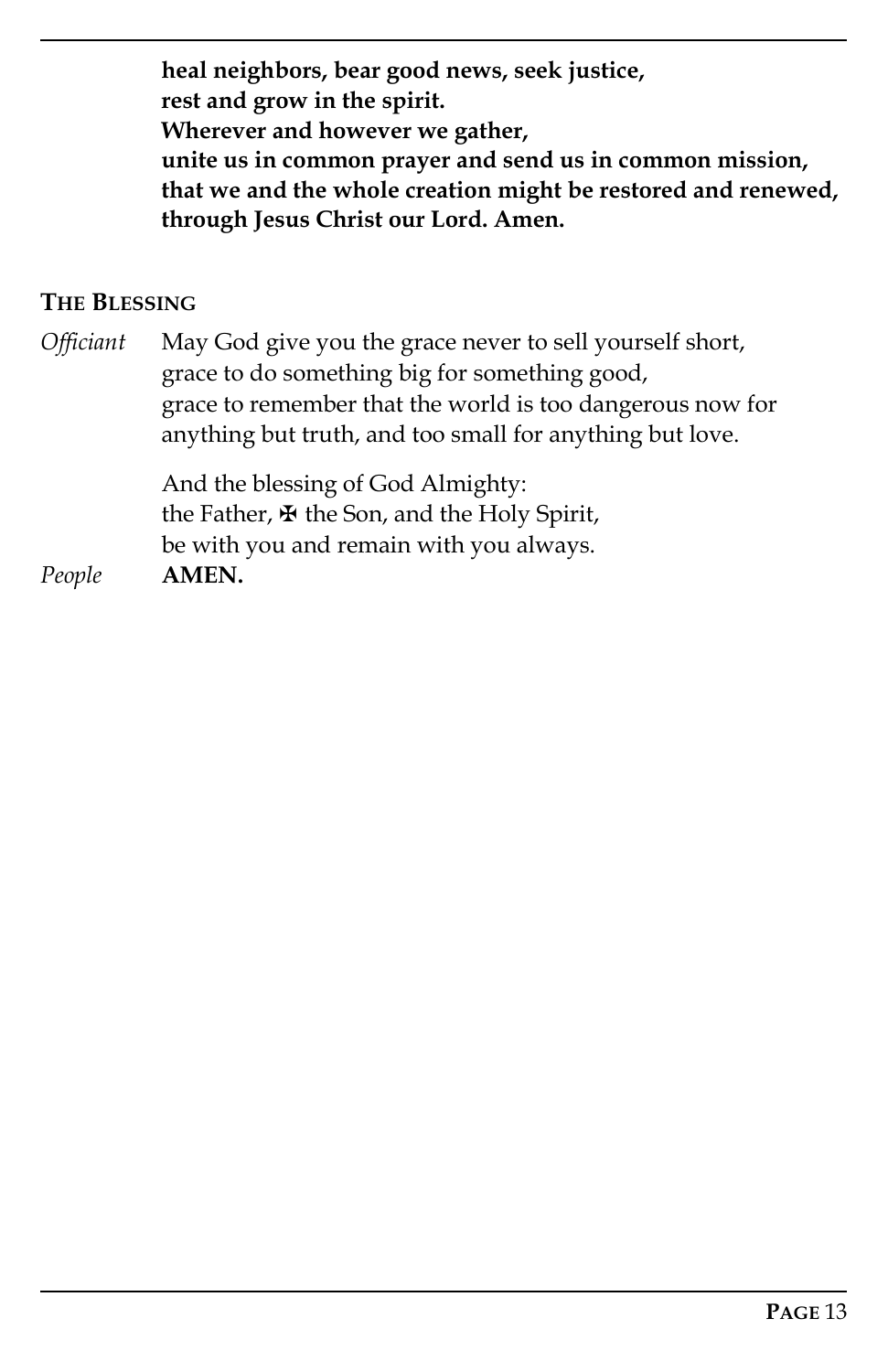**heal neighbors, bear good news, seek justice,**
**rest and grow in the spirit.**
**Wherever and however we gather,**
**unite us in common prayer and send us in common mission,**
**that we and the whole creation might be restored and renewed,**
**through Jesus Christ our Lord. Amen.**

### THE BLESSING

*Officiant* May God give you the grace never to sell yourself short,
grace to do something big for something good,
grace to remember that the world is too dangerous now for anything but truth, and too small for anything but love.

And the blessing of God Almighty:
the Father, ✠ the Son, and the Holy Spirit,
be with you and remain with you always.

*People* **AMEN.**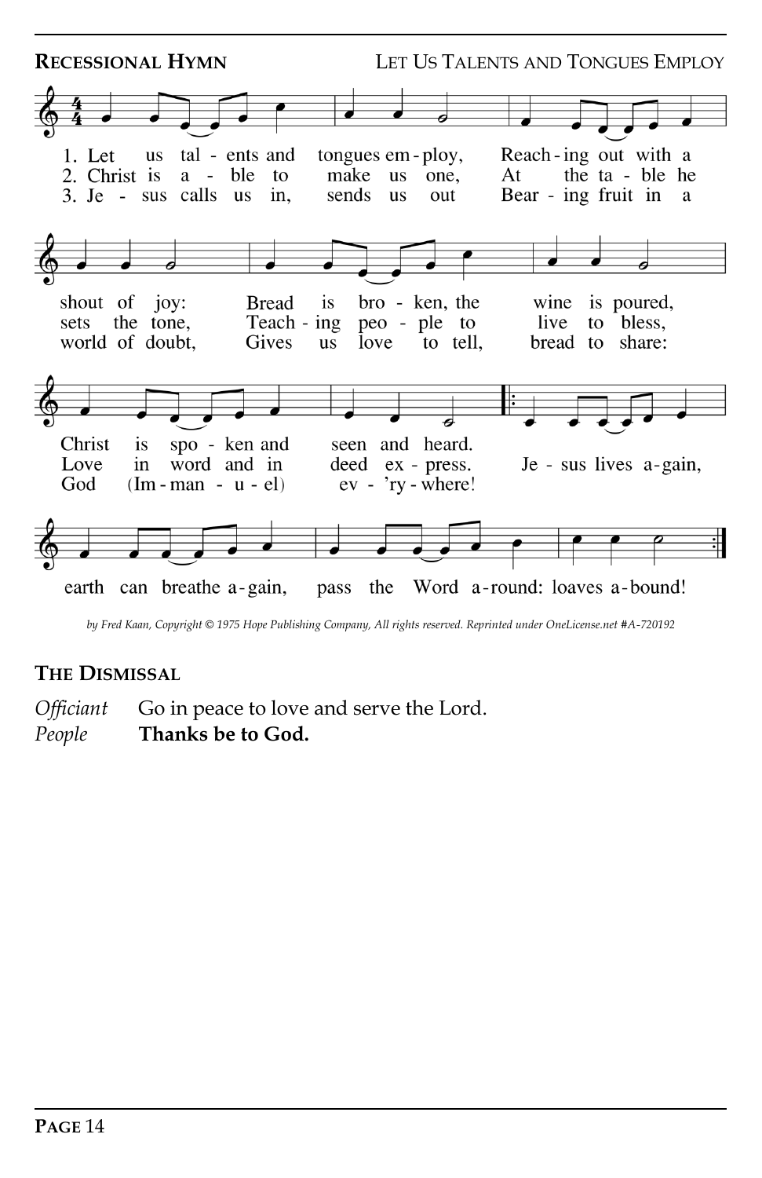**RECESSIONAL HYMN** LET US TALENTS AND TONGUES EMPLOY

1. Let us tal - ents and tongues em - ploy, Reach - ing out with a shout of joy: Bread is bro - ken, the wine is poured, Christ is spo - ken and seen and heard.
2. Christ is a - ble to make us one, At the ta - ble he sets the tone, Teach - ing peo - ple to live to bless, Love in word and in deed ex - press.
3. Je - sus calls us in, sends us out Bear - ing fruit in a world of doubt, Gives us love to tell, bread to share: God (Im - man - u - el) ev - 'ry - where!

Refrain: Je - sus lives a - gain, earth can breathe a - gain, pass the Word a - round: loaves a - bound!

*by Fred Kaan, Copyright © 1975 Hope Publishing Company, All rights reserved. Reprinted under OneLicense.net #A-720192*

**THE DISMISSAL**

*Officiant* Go in peace to love and serve the Lord.
*People* **Thanks be to God.**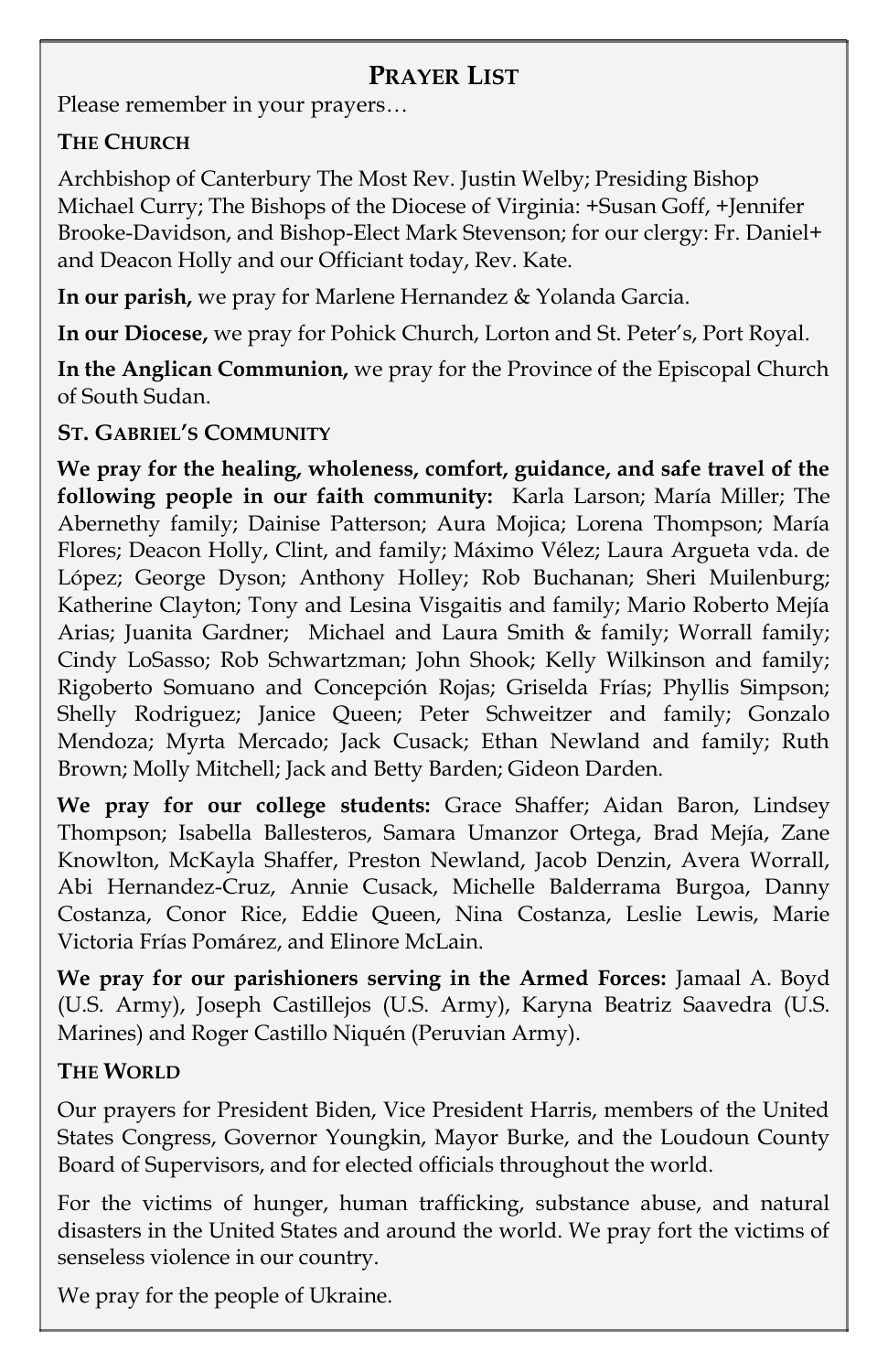## Prayer List

Please remember in your prayers…

### The Church

Archbishop of Canterbury The Most Rev. Justin Welby; Presiding Bishop Michael Curry; The Bishops of the Diocese of Virginia: +Susan Goff, +Jennifer Brooke-Davidson, and Bishop-Elect Mark Stevenson; for our clergy: Fr. Daniel+ and Deacon Holly and our Officiant today, Rev. Kate.

**In our parish,** we pray for Marlene Hernandez & Yolanda Garcia.

**In our Diocese,** we pray for Pohick Church, Lorton and St. Peter's, Port Royal.

**In the Anglican Communion,** we pray for the Province of the Episcopal Church of South Sudan.

### St. Gabriel's Community

**We pray for the healing, wholeness, comfort, guidance, and safe travel of the following people in our faith community:** Karla Larson; María Miller; The Abernethy family; Dainise Patterson; Aura Mojica; Lorena Thompson; María Flores; Deacon Holly, Clint, and family; Máximo Vélez; Laura Argueta vda. de López; George Dyson; Anthony Holley; Rob Buchanan; Sheri Muilenburg; Katherine Clayton; Tony and Lesina Visgaitis and family; Mario Roberto Mejía Arias; Juanita Gardner; Michael and Laura Smith & family; Worrall family; Cindy LoSasso; Rob Schwartzman; John Shook; Kelly Wilkinson and family; Rigoberto Somuano and Concepción Rojas; Griselda Frías; Phyllis Simpson; Shelly Rodriguez; Janice Queen; Peter Schweitzer and family; Gonzalo Mendoza; Myrta Mercado; Jack Cusack; Ethan Newland and family; Ruth Brown; Molly Mitchell; Jack and Betty Barden; Gideon Darden.

**We pray for our college students:** Grace Shaffer; Aidan Baron, Lindsey Thompson; Isabella Ballesteros, Samara Umanzor Ortega, Brad Mejía, Zane Knowlton, McKayla Shaffer, Preston Newland, Jacob Denzin, Avera Worrall, Abi Hernandez-Cruz, Annie Cusack, Michelle Balderrama Burgoa, Danny Costanza, Conor Rice, Eddie Queen, Nina Costanza, Leslie Lewis, Marie Victoria Frías Pomárez, and Elinore McLain.

**We pray for our parishioners serving in the Armed Forces:** Jamaal A. Boyd (U.S. Army), Joseph Castillejos (U.S. Army), Karyna Beatriz Saavedra (U.S. Marines) and Roger Castillo Niquén (Peruvian Army).

### The World

Our prayers for President Biden, Vice President Harris, members of the United States Congress, Governor Youngkin, Mayor Burke, and the Loudoun County Board of Supervisors, and for elected officials throughout the world.

For the victims of hunger, human trafficking, substance abuse, and natural disasters in the United States and around the world. We pray fort the victims of senseless violence in our country.

We pray for the people of Ukraine.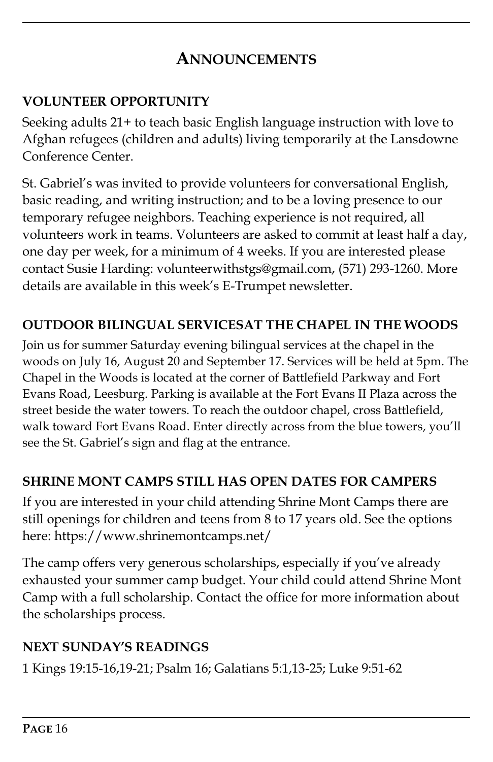# Announcements

## VOLUNTEER OPPORTUNITY

Seeking adults 21+ to teach basic English language instruction with love to Afghan refugees (children and adults) living temporarily at the Lansdowne Conference Center.

St. Gabriel's was invited to provide volunteers for conversational English, basic reading, and writing instruction; and to be a loving presence to our temporary refugee neighbors. Teaching experience is not required, all volunteers work in teams. Volunteers are asked to commit at least half a day, one day per week, for a minimum of 4 weeks. If you are interested please contact Susie Harding: volunteerwithstgs@gmail.com, (571) 293-1260. More details are available in this week's E-Trumpet newsletter.

## OUTDOOR BILINGUAL SERVICESAT THE CHAPEL IN THE WOODS

Join us for summer Saturday evening bilingual services at the chapel in the woods on July 16, August 20 and September 17. Services will be held at 5pm. The Chapel in the Woods is located at the corner of Battlefield Parkway and Fort Evans Road, Leesburg. Parking is available at the Fort Evans II Plaza across the street beside the water towers. To reach the outdoor chapel, cross Battlefield, walk toward Fort Evans Road. Enter directly across from the blue towers, you'll see the St. Gabriel's sign and flag at the entrance.

## SHRINE MONT CAMPS STILL HAS OPEN DATES FOR CAMPERS

If you are interested in your child attending Shrine Mont Camps there are still openings for children and teens from 8 to 17 years old. See the options here: https://www.shrinemontcamps.net/

The camp offers very generous scholarships, especially if you've already exhausted your summer camp budget. Your child could attend Shrine Mont Camp with a full scholarship. Contact the office for more information about the scholarships process.

## NEXT SUNDAY'S READINGS

1 Kings 19:15-16,19-21; Psalm 16; Galatians 5:1,13-25; Luke 9:51-62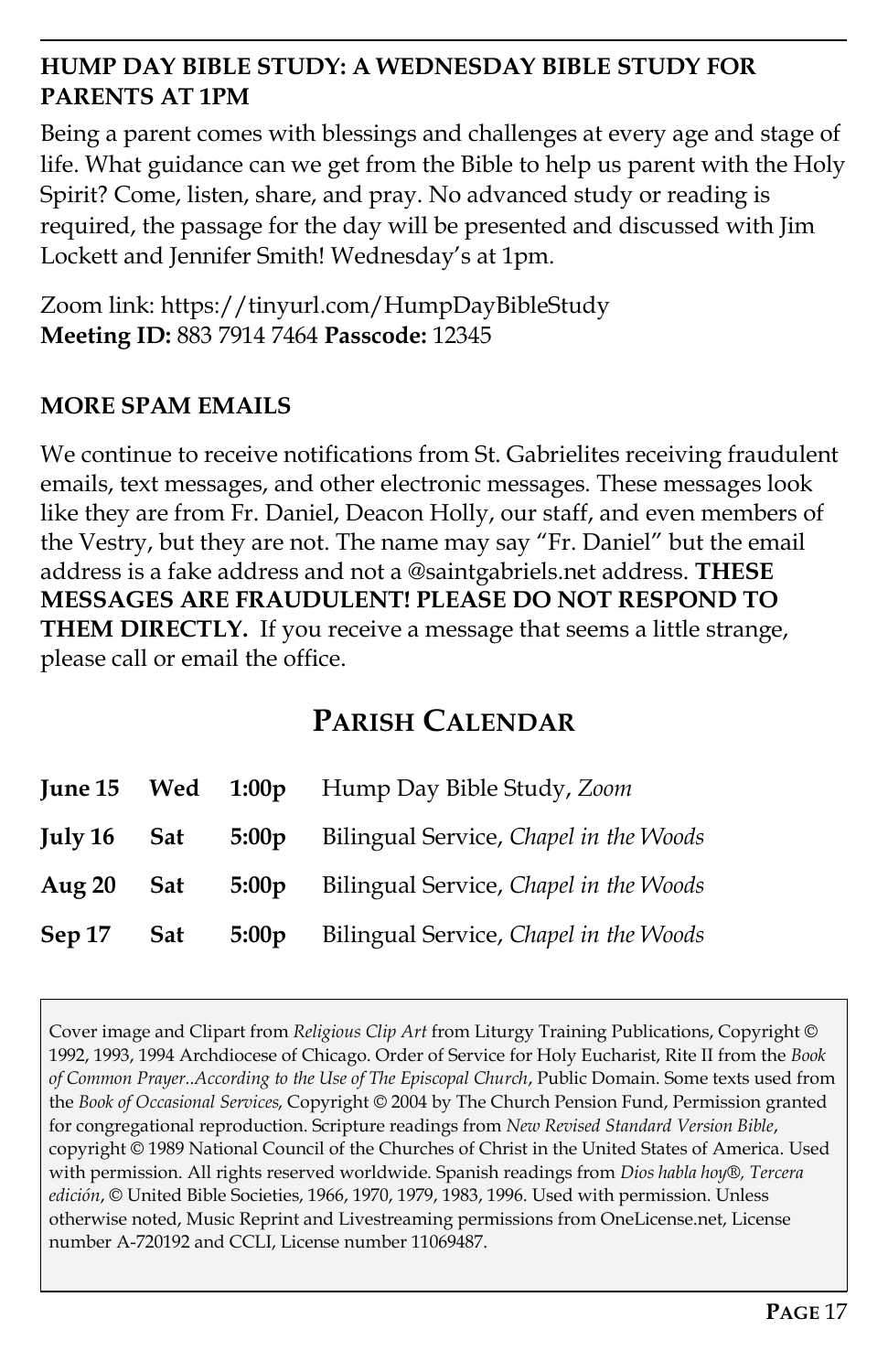### HUMP DAY BIBLE STUDY: A WEDNESDAY BIBLE STUDY FOR PARENTS AT 1PM

Being a parent comes with blessings and challenges at every age and stage of life. What guidance can we get from the Bible to help us parent with the Holy Spirit? Come, listen, share, and pray. No advanced study or reading is required, the passage for the day will be presented and discussed with Jim Lockett and Jennifer Smith! Wednesday's at 1pm.

Zoom link: https://tinyurl.com/HumpDayBibleStudy
**Meeting ID:** 883 7914 7464 **Passcode:** 12345

### MORE SPAM EMAILS

We continue to receive notifications from St. Gabrielites receiving fraudulent emails, text messages, and other electronic messages. These messages look like they are from Fr. Daniel, Deacon Holly, our staff, and even members of the Vestry, but they are not. The name may say "Fr. Daniel" but the email address is a fake address and not a @saintgabriels.net address. **THESE MESSAGES ARE FRAUDULENT! PLEASE DO NOT RESPOND TO THEM DIRECTLY.** If you receive a message that seems a little strange, please call or email the office.

## PARISH CALENDAR

| | | | |
|---|---|---|---|
| **June 15** | **Wed** | **1:00p** | Hump Day Bible Study, *Zoom* |
| **July 16** | **Sat** | **5:00p** | Bilingual Service, *Chapel in the Woods* |
| **Aug 20** | **Sat** | **5:00p** | Bilingual Service, *Chapel in the Woods* |
| **Sep 17** | **Sat** | **5:00p** | Bilingual Service, *Chapel in the Woods* |

Cover image and Clipart from *Religious Clip Art* from Liturgy Training Publications, Copyright © 1992, 1993, 1994 Archdiocese of Chicago. Order of Service for Holy Eucharist, Rite II from the *Book of Common Prayer..According to the Use of The Episcopal Church*, Public Domain. Some texts used from the *Book of Occasional Services*, Copyright © 2004 by The Church Pension Fund, Permission granted for congregational reproduction. Scripture readings from *New Revised Standard Version Bible*, copyright © 1989 National Council of the Churches of Christ in the United States of America. Used with permission. All rights reserved worldwide. Spanish readings from *Dios habla hoy®, Tercera edición*, © United Bible Societies, 1966, 1970, 1979, 1983, 1996. Used with permission. Unless otherwise noted, Music Reprint and Livestreaming permissions from OneLicense.net, License number A-720192 and CCLI, License number 11069487.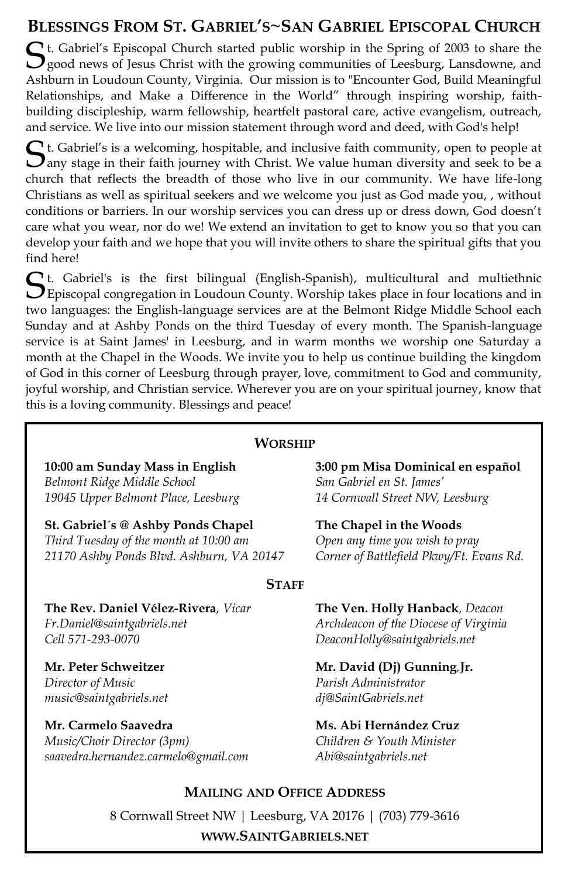# Blessings From St. Gabriel's~San Gabriel Episcopal Church

St. Gabriel's Episcopal Church started public worship in the Spring of 2003 to share the good news of Jesus Christ with the growing communities of Leesburg, Lansdowne, and Ashburn in Loudoun County, Virginia. Our mission is to "Encounter God, Build Meaningful Relationships, and Make a Difference in the World" through inspiring worship, faith-building discipleship, warm fellowship, heartfelt pastoral care, active evangelism, outreach, and service. We live into our mission statement through word and deed, with God's help!

St. Gabriel's is a welcoming, hospitable, and inclusive faith community, open to people at any stage in their faith journey with Christ. We value human diversity and seek to be a church that reflects the breadth of those who live in our community. We have life-long Christians as well as spiritual seekers and we welcome you just as God made you, , without conditions or barriers. In our worship services you can dress up or dress down, God doesn't care what you wear, nor do we! We extend an invitation to get to know you so that you can develop your faith and we hope that you will invite others to share the spiritual gifts that you find here!

St. Gabriel's is the first bilingual (English-Spanish), multicultural and multiethnic Episcopal congregation in Loudoun County. Worship takes place in four locations and in two languages: the English-language services are at the Belmont Ridge Middle School each Sunday and at Ashby Ponds on the third Tuesday of every month. The Spanish-language service is at Saint James' in Leesburg, and in warm months we worship one Saturday a month at the Chapel in the Woods. We invite you to help us continue building the kingdom of God in this corner of Leesburg through prayer, love, commitment to God and community, joyful worship, and Christian service. Wherever you are on your spiritual journey, know that this is a loving community. Blessings and peace!

## Worship

**10:00 am Sunday Mass in English**
*Belmont Ridge Middle School*
*19045 Upper Belmont Place, Leesburg*

**3:00 pm Misa Dominical en español**
*San Gabriel en St. James'*
*14 Cornwall Street NW, Leesburg*

**St. Gabriel´s @ Ashby Ponds Chapel**
*Third Tuesday of the month at 10:00 am*
*21170 Ashby Ponds Blvd. Ashburn, VA 20147*

**The Chapel in the Woods**
*Open any time you wish to pray*
*Corner of Battlefield Pkwy/Ft. Evans Rd.*

## Staff

**The Rev. Daniel Vélez-Rivera**, *Vicar*
*Fr.Daniel@saintgabriels.net*
*Cell 571-293-0070*

**The Ven. Holly Hanback**, *Deacon*
*Archdeacon of the Diocese of Virginia*
*DeaconHolly@saintgabriels.net*

**Mr. Peter Schweitzer**
*Director of Music*
*music@saintgabriels.net*

**Mr. David (Dj) Gunning, Jr.**
*Parish Administrator*
*dj@SaintGabriels.net*

**Mr. Carmelo Saavedra**
*Music/Choir Director (3pm)*
*saavedra.hernandez.carmelo@gmail.com*

**Ms. Abi Hernández Cruz**
*Children & Youth Minister*
*Abi@saintgabriels.net*

## Mailing and Office Address

8 Cornwall Street NW | Leesburg, VA 20176 | (703) 779-3616

**www.SaintGabriels.net**